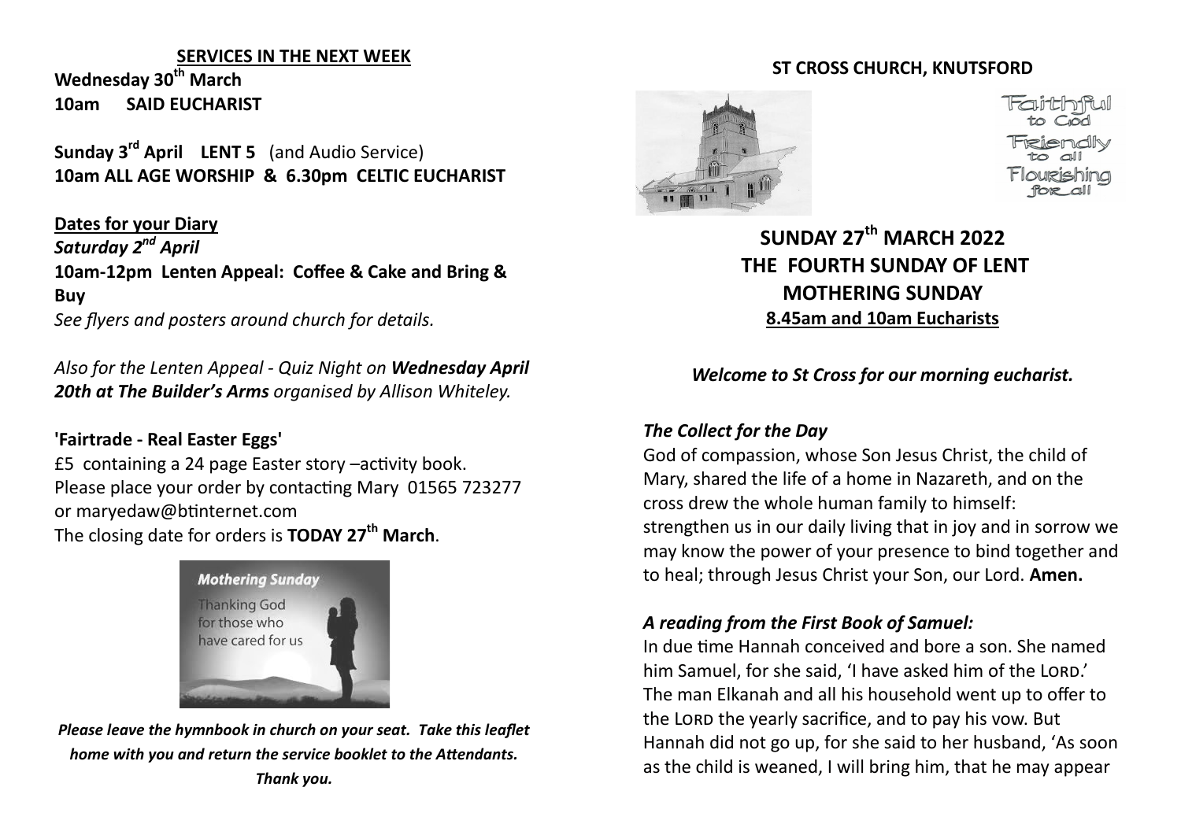## SERVICES IN THE NEXT WEEK

**Wednesday 30th March**
**10am SAID EUCHARIST**

**Sunday 3rd April LENT 5** (and Audio Service)
**10am ALL AGE WORSHIP & 6.30pm CELTIC EUCHARIST**

**Dates for your Diary**

***Saturday 2nd April***
**10am-12pm Lenten Appeal: Coffee & Cake and Bring & Buy**
*See flyers and posters around church for details.*

*Also for the Lenten Appeal - Quiz Night on **Wednesday April 20th at The Builder's Arms** organised by Allison Whiteley.*

**'Fairtrade - Real Easter Eggs'**
£5 containing a 24 page Easter story –activity book.
Please place your order by contacting Mary 01565 723277 or maryedaw@btinternet.com
The closing date for orders is **TODAY 27th March**.

**Mothering Sunday**
Thanking God for those who have cared for us

***Please leave the hymnbook in church on your seat. Take this leaflet home with you and return the service booklet to the Attendants. Thank you.***

## ST CROSS CHURCH, KNUTSFORD

Faithful to God
Friendly to all
Flourishing for all

# SUNDAY 27th MARCH 2022
# THE FOURTH SUNDAY OF LENT
# MOTHERING SUNDAY

**8.45am and 10am Eucharists**

***Welcome to St Cross for our morning eucharist.***

### *The Collect for the Day*

God of compassion, whose Son Jesus Christ, the child of Mary, shared the life of a home in Nazareth, and on the cross drew the whole human family to himself: strengthen us in our daily living that in joy and in sorrow we may know the power of your presence to bind together and to heal; through Jesus Christ your Son, our Lord. **Amen.**

### *A reading from the First Book of Samuel:*

In due time Hannah conceived and bore a son. She named him Samuel, for she said, 'I have asked him of the LORD.' The man Elkanah and all his household went up to offer to the LORD the yearly sacrifice, and to pay his vow. But Hannah did not go up, for she said to her husband, 'As soon as the child is weaned, I will bring him, that he may appear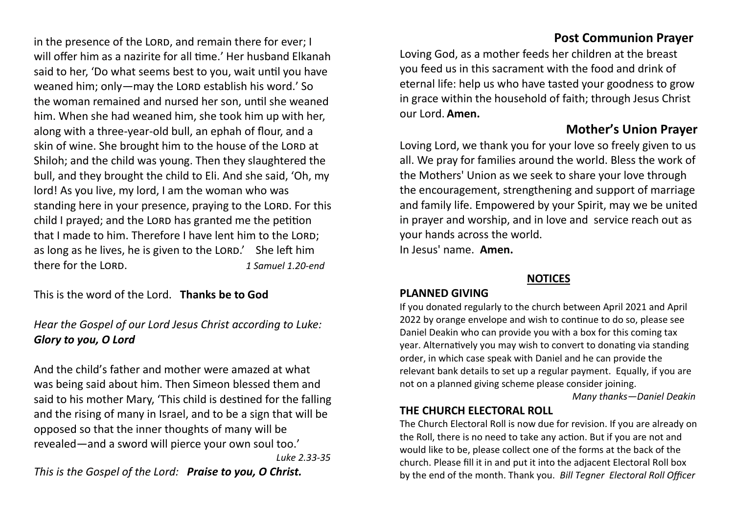in the presence of the LORD, and remain there for ever; I will offer him as a nazirite for all time.' Her husband Elkanah said to her, 'Do what seems best to you, wait until you have weaned him; only—may the LORD establish his word.' So the woman remained and nursed her son, until she weaned him. When she had weaned him, she took him up with her, along with a three-year-old bull, an ephah of flour, and a skin of wine. She brought him to the house of the LORD at Shiloh; and the child was young. Then they slaughtered the bull, and they brought the child to Eli. And she said, 'Oh, my lord! As you live, my lord, I am the woman who was standing here in your presence, praying to the LORD. For this child I prayed; and the LORD has granted me the petition that I made to him. Therefore I have lent him to the LORD; as long as he lives, he is given to the LORD.' She left him there for the LORD. *1 Samuel 1.20-end*

This is the word of the Lord. **Thanks be to God**

*Hear the Gospel of our Lord Jesus Christ according to Luke:*
***Glory to you, O Lord***

And the child's father and mother were amazed at what was being said about him. Then Simeon blessed them and said to his mother Mary, 'This child is destined for the falling and the rising of many in Israel, and to be a sign that will be opposed so that the inner thoughts of many will be revealed—and a sword will pierce your own soul too.' *Luke 2.33-35*

*This is the Gospel of the Lord:* ***Praise to you, O Christ.***

## Post Communion Prayer

Loving God, as a mother feeds her children at the breast you feed us in this sacrament with the food and drink of eternal life: help us who have tasted your goodness to grow in grace within the household of faith; through Jesus Christ our Lord. **Amen.**

## Mother's Union Prayer

Loving Lord, we thank you for your love so freely given to us all. We pray for families around the world. Bless the work of the Mothers' Union as we seek to share your love through the encouragement, strengthening and support of marriage and family life. Empowered by your Spirit, may we be united in prayer and worship, and in love and service reach out as your hands across the world.
In Jesus' name. **Amen.**

## NOTICES

### PLANNED GIVING

If you donated regularly to the church between April 2021 and April 2022 by orange envelope and wish to continue to do so, please see Daniel Deakin who can provide you with a box for this coming tax year. Alternatively you may wish to convert to donating via standing order, in which case speak with Daniel and he can provide the relevant bank details to set up a regular payment. Equally, if you are not on a planned giving scheme please consider joining.

*Many thanks—Daniel Deakin*

### THE CHURCH ELECTORAL ROLL

The Church Electoral Roll is now due for revision. If you are already on the Roll, there is no need to take any action. But if you are not and would like to be, please collect one of the forms at the back of the church. Please fill it in and put it into the adjacent Electoral Roll box by the end of the month. Thank you. *Bill Tegner Electoral Roll Officer*